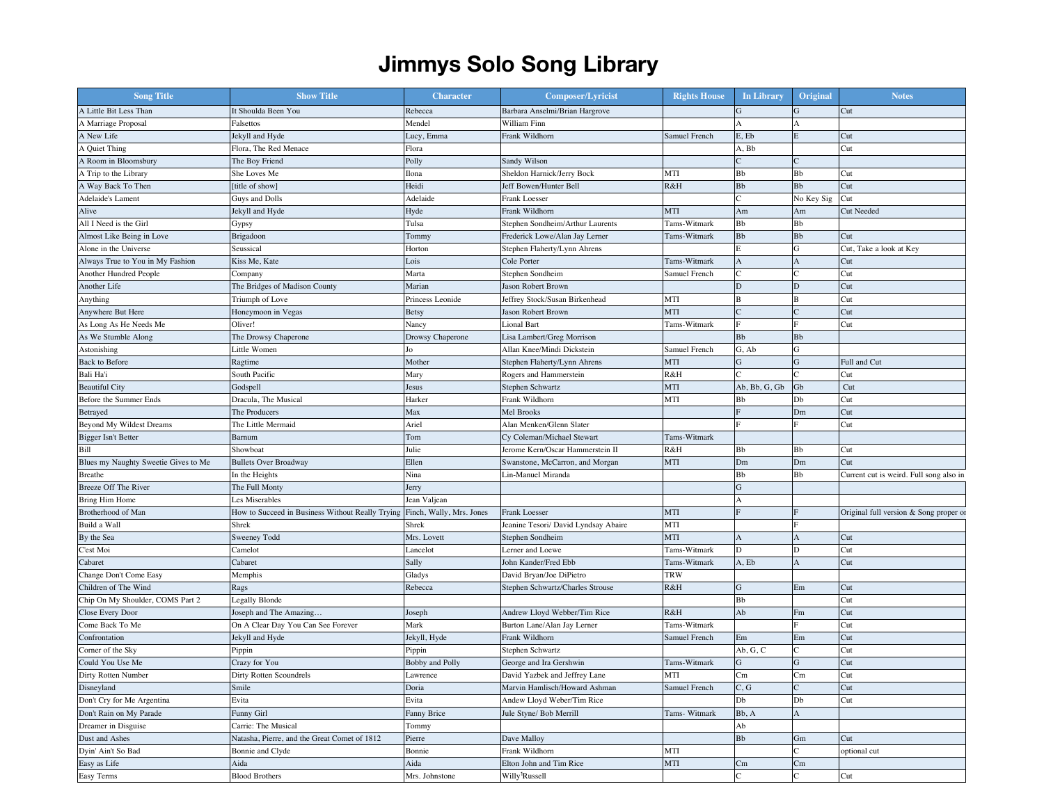# Jimmys Solo Song Library

| Song Title | Show Title | Character | Composer/Lyricist | Rights House | In Library | Original | Notes |
|---|---|---|---|---|---|---|---|
| A Little Bit Less Than | It Shoulda Been You | Rebecca | Barbara Anselmi/Brian Hargrove | | G | G | Cut |
| A Marriage Proposal | Falsettos | Mendel | William Finn | | A | A | |
| A New Life | Jekyll and Hyde | Lucy, Emma | Frank Wildhorn | Samuel French | E, Eb | E | Cut |
| A Quiet Thing | Flora, The Red Menace | Flora | | | A, Bb | | Cut |
| A Room in Bloomsbury | The Boy Friend | Polly | Sandy Wilson | | C | C | |
| A Trip to the Library | She Loves Me | Ilona | Sheldon Harnick/Jerry Bock | MTI | Bb | Bb | Cut |
| A Way Back To Then | [title of show] | Heidi | Jeff Bowen/Hunter Bell | R&H | Bb | Bb | Cut |
| Adelaide's Lament | Guys and Dolls | Adelaide | Frank Loesser | | C | No Key Sig | Cut |
| Alive | Jekyll and Hyde | Hyde | Frank Wildhorn | MTI | Am | Am | Cut Needed |
| All I Need is the Girl | Gypsy | Tulsa | Stephen Sondheim/Arthur Laurents | Tams-Witmark | Bb | Bb | |
| Almost Like Being in Love | Brigadoon | Tommy | Frederick Lowe/Alan Jay Lerner | Tams-Witmark | Bb | Bb | Cut |
| Alone in the Universe | Seussical | Horton | Stephen Flaherty/Lynn Ahrens | | E | G | Cut, Take a look at Key |
| Always True to You in My Fashion | Kiss Me, Kate | Lois | Cole Porter | Tams-Witmark | A | A | Cut |
| Another Hundred People | Company | Marta | Stephen Sondheim | Samuel French | C | C | Cut |
| Another Life | The Bridges of Madison County | Marian | Jason Robert Brown | | D | D | Cut |
| Anything | Triumph of Love | Princess Leonide | Jeffrey Stock/Susan Birkenhead | MTI | B | B | Cut |
| Anywhere But Here | Honeymoon in Vegas | Betsy | Jason Robert Brown | MTI | C | C | Cut |
| As Long As He Needs Me | Oliver! | Nancy | Lional Bart | Tams-Witmark | F | F | Cut |
| As We Stumble Along | The Drowsy Chaperone | Drowsy Chaperone | Lisa Lambert/Greg Morrison | | Bb | Bb | |
| Astonishing | Little Women | Jo | Allan Knee/Mindi Dickstein | Samuel French | G, Ab | G | |
| Back to Before | Ragtime | Mother | Stephen Flaherty/Lynn Ahrens | MTI | G | G | Full and Cut |
| Bali Ha'i | South Pacific | Mary | Rogers and Hammerstein | R&H | C | C | Cut |
| Beautiful City | Godspell | Jesus | Stephen Schwartz | MTI | Ab, Bb, G, Gb | Gb | Cut |
| Before the Summer Ends | Dracula, The Musical | Harker | Frank Wildhorn | MTI | Bb | Db | Cut |
| Betrayed | The Producers | Max | Mel Brooks | | F | Dm | Cut |
| Beyond My Wildest Dreams | The Little Mermaid | Ariel | Alan Menken/Glenn Slater | | F | F | Cut |
| Bigger Isn't Better | Barnum | Tom | Cy Coleman/Michael Stewart | Tams-Witmark | | | |
| Bill | Showboat | Julie | Jerome Kern/Oscar Hammerstein II | R&H | Bb | Bb | Cut |
| Blues my Naughty Sweetie Gives to Me | Bullets Over Broadway | Ellen | Swanstone, McCarron, and Morgan | MTI | Dm | Dm | Cut |
| Breathe | In the Heights | Nina | Lin-Manuel Miranda | | Bb | Bb | Current cut is weird. Full song also in |
| Breeze Off The River | The Full Monty | Jerry | | | G | | |
| Bring Him Home | Les Miserables | Jean Valjean | | | A | | |
| Brotherhood of Man | How to Succeed in Business Without Really Trying | Finch, Wally, Mrs. Jones | Frank Loesser | MTI | F | F | Original full version & Song proper or |
| Build a Wall | Shrek | Shrek | Jeanine Tesori/ David Lyndsay Abaire | MTI | | F | |
| By the Sea | Sweeney Todd | Mrs. Lovett | Stephen Sondheim | MTI | A | A | Cut |
| C'est Moi | Camelot | Lancelot | Lerner and Loewe | Tams-Witmark | D | D | Cut |
| Cabaret | Cabaret | Sally | John Kander/Fred Ebb | Tams-Witmark | A, Eb | A | Cut |
| Change Don't Come Easy | Memphis | Gladys | David Bryan/Joe DiPietro | TRW | | | |
| Children of The Wind | Rags | Rebecca | Stephen Schwartz/Charles Strouse | R&H | G | Em | Cut |
| Chip On My Shoulder, COMS Part 2 | Legally Blonde | | | | Bb | | Cut |
| Close Every Door | Joseph and The Amazing… | Joseph | Andrew Lloyd Webber/Tim Rice | R&H | Ab | Fm | Cut |
| Come Back To Me | On A Clear Day You Can See Forever | Mark | Burton Lane/Alan Jay Lerner | Tams-Witmark | | F | Cut |
| Confrontation | Jekyll and Hyde | Jekyll, Hyde | Frank Wildhorn | Samuel French | Em | Em | Cut |
| Corner of the Sky | Pippin | Pippin | Stephen Schwartz | | Ab, G, C | C | Cut |
| Could You Use Me | Crazy for You | Bobby and Polly | George and Ira Gershwin | Tams-Witmark | G | G | Cut |
| Dirty Rotten Number | Dirty Rotten Scoundrels | Lawrence | David Yazbek and Jeffrey Lane | MTI | Cm | Cm | Cut |
| Disneyland | Smile | Doria | Marvin Hamlisch/Howard Ashman | Samuel French | C, G | C | Cut |
| Don't Cry for Me Argentina | Evita | Evita | Andew Lloyd Weber/Tim Rice | | Db | Db | Cut |
| Don't Rain on My Parade | Funny Girl | Fanny Brice | Jule Styne/ Bob Merrill | Tams- Witmark | Bb, A | A | |
| Dreamer in Disguise | Carrie: The Musical | Tommy | | | Ab | | |
| Dust and Ashes | Natasha, Pierre, and the Great Comet of 1812 | Pierre | Dave Malloy | | Bb | Gm | Cut |
| Dyin' Ain't So Bad | Bonnie and Clyde | Bonnie | Frank Wildhorn | MTI | | C | optional cut |
| Easy as Life | Aida | Aida | Elton John and Tim Rice | MTI | Cm | Cm | |
| Easy Terms | Blood Brothers | Mrs. Johnstone | Willy Russell | | C | C | Cut |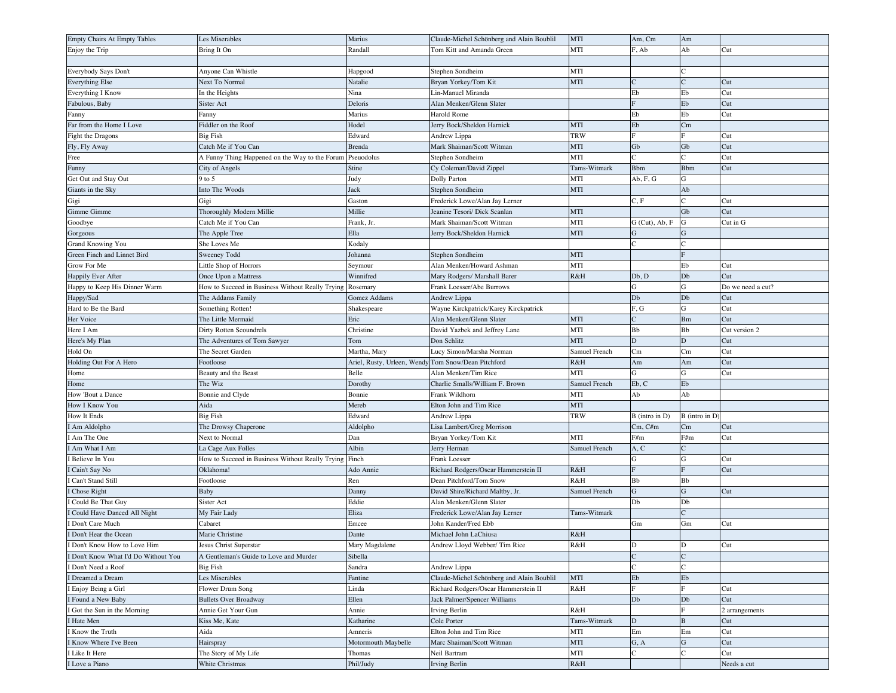| | | | | | | | |
|---|---|---|---|---|---|---|---|
| Empty Chairs At Empty Tables | Les Miserables | Marius | Claude-Michel Schönberg and Alain Boublil | MTI | Am, Cm | Am | |
| Enjoy the Trip | Bring It On | Randall | Tom Kitt and Amanda Green | MTI | F, Ab | Ab | Cut |
| | | | | | | | |
| Everybody Says Don't | Anyone Can Whistle | Hapgood | Stephen Sondheim | MTI | | C | |
| Everything Else | Next To Normal | Natalie | Bryan Yorkey/Tom Kit | MTI | C | C | Cut |
| Everything I Know | In the Heights | Nina | Lin-Manuel Miranda | | Eb | Eb | Cut |
| Fabulous, Baby | Sister Act | Deloris | Alan Menken/Glenn Slater | | F | Eb | Cut |
| Fanny | Fanny | Marius | Harold Rome | | Eb | Eb | Cut |
| Far from the Home I Love | Fiddler on the Roof | Hodel | Jerry Bock/Sheldon Harnick | MTI | Eb | Cm | |
| Fight the Dragons | Big Fish | Edward | Andrew Lippa | TRW | F | F | Cut |
| Fly, Fly Away | Catch Me if You Can | Brenda | Mark Shaiman/Scott Witman | MTI | Gb | Gb | Cut |
| Free | A Funny Thing Happened on the Way to the Forum | Pseuodolus | Stephen Sondheim | MTI | C | C | Cut |
| Funny | City of Angels | Stine | Cy Coleman/David Zippel | Tams-Witmark | Bbm | Bbm | Cut |
| Get Out and Stay Out | 9 to 5 | Judy | Dolly Parton | MTI | Ab, F, G | G | |
| Giants in the Sky | Into The Woods | Jack | Stephen Sondheim | MTI | | Ab | |
| Gigi | Gigi | Gaston | Frederick Lowe/Alan Jay Lerner | | C, F | C | Cut |
| Gimme Gimme | Thoroughly Modern Millie | Millie | Jeanine Tesori/ Dick Scanlan | MTI | | Gb | Cut |
| Goodbye | Catch Me if You Can | Frank, Jr. | Mark Shaiman/Scott Witman | MTI | G (Cut), Ab, F | G | Cut in G |
| Gorgeous | The Apple Tree | Ella | Jerry Bock/Sheldon Harnick | MTI | G | G | |
| Grand Knowing You | She Loves Me | Kodaly | | | C | C | |
| Green Finch and Linnet Bird | Sweeney Todd | Johanna | Stephen Sondheim | MTI | | F | |
| Grow For Me | Little Shop of Horrors | Seymour | Alan Menken/Howard Ashman | MTI | | Eb | Cut |
| Happily Ever After | Once Upon a Mattress | Winnifred | Mary Rodgers/ Marshall Barer | R&H | Db, D | Db | Cut |
| Happy to Keep His Dinner Warm | How to Succeed in Business Without Really Trying | Rosemary | Frank Loesser/Abe Burrows | | G | G | Do we need a cut? |
| Happy/Sad | The Addams Family | Gomez Addams | Andrew Lippa | | Db | Db | Cut |
| Hard to Be the Bard | Something Rotten! | Shakespeare | Wayne Kirckpatrick/Karey Kirckpatrick | | F, G | G | Cut |
| Her Voice | The Little Mermaid | Eric | Alan Menken/Glenn Slater | MTI | C | Bm | Cut |
| Here I Am | Dirty Rotten Scoundrels | Christine | David Yazbek and Jeffrey Lane | MTI | Bb | Bb | Cut version 2 |
| Here's My Plan | The Adventures of Tom Sawyer | Tom | Don Schlitz | MTI | D | D | Cut |
| Hold On | The Secret Garden | Martha, Mary | Lucy Simon/Marsha Norman | Samuel French | Cm | Cm | Cut |
| Holding Out For A Hero | Footloose | Ariel, Rusty, Urleen, Wendy | Tom Snow/Dean Pitchford | R&H | Am | Am | Cut |
| Home | Beauty and the Beast | Belle | Alan Menken/Tim Rice | MTI | G | G | Cut |
| Home | The Wiz | Dorothy | Charlie Smalls/William F. Brown | Samuel French | Eb, C | Eb | |
| How 'Bout a Dance | Bonnie and Clyde | Bonnie | Frank Wildhorn | MTI | Ab | Ab | |
| How I Know You | Aida | Mereb | Elton John and Tim Rice | MTI | | | |
| How It Ends | Big Fish | Edward | Andrew Lippa | TRW | B (intro in D) | B (intro in D) | |
| I Am Aldolpho | The Drowsy Chaperone | Aldolpho | Lisa Lambert/Greg Morrison | | Cm, C#m | Cm | Cut |
| I Am The One | Next to Normal | Dan | Bryan Yorkey/Tom Kit | MTI | F#m | F#m | Cut |
| I Am What I Am | La Cage Aux Folles | Albin | Jerry Herman | Samuel French | A, C | C | |
| I Believe In You | How to Succeed in Business Without Really Trying | Finch | Frank Loesser | | G | G | Cut |
| I Cain't Say No | Oklahoma! | Ado Annie | Richard Rodgers/Oscar Hammerstein II | R&H | F | F | Cut |
| I Can't Stand Still | Footloose | Ren | Dean Pitchford/Tom Snow | R&H | Bb | Bb | |
| I Chose Right | Baby | Danny | David Shire/Richard Maltby, Jr. | Samuel French | G | G | Cut |
| I Could Be That Guy | Sister Act | Eddie | Alan Menken/Glenn Slater | | Db | Db | |
| I Could Have Danced All Night | My Fair Lady | Eliza | Frederick Lowe/Alan Jay Lerner | Tams-Witmark | | C | |
| I Don't Care Much | Cabaret | Emcee | John Kander/Fred Ebb | | Gm | Gm | Cut |
| I Don't Hear the Ocean | Marie Christine | Dante | Michael John LaChiusa | R&H | | | |
| I Don't Know How to Love Him | Jesus Christ Superstar | Mary Magdalene | Andrew Lloyd Webber/ Tim Rice | R&H | D | D | Cut |
| I Don't Know What I'd Do Without You | A Gentleman's Guide to Love and Murder | Sibella | | | C | C | |
| I Don't Need a Roof | Big Fish | Sandra | Andrew Lippa | | C | C | |
| I Dreamed a Dream | Les Miserables | Fantine | Claude-Michel Schönberg and Alain Boublil | MTI | Eb | Eb | |
| I Enjoy Being a Girl | Flower Drum Song | Linda | Richard Rodgers/Oscar Hammerstein II | R&H | F | F | Cut |
| I Found a New Baby | Bullets Over Broadway | Ellen | Jack Palmer/Spencer Williams | | Db | Db | Cut |
| I Got the Sun in the Morning | Annie Get Your Gun | Annie | Irving Berlin | R&H | | F | 2 arrangements |
| I Hate Men | Kiss Me, Kate | Katharine | Cole Porter | Tams-Witmark | D | B | Cut |
| I Know the Truth | Aida | Amneris | Elton John and Tim Rice | MTI | Em | Em | Cut |
| I Know Where I've Been | Hairspray | Motormouth Maybelle | Marc Shaiman/Scott Witman | MTI | G, A | G | Cut |
| I Like It Here | The Story of My Life | Thomas | Neil Bartram | MTI | C | C | Cut |
| I Love a Piano | White Christmas | Phil/Judy | Irving Berlin | R&H | | | Needs a cut |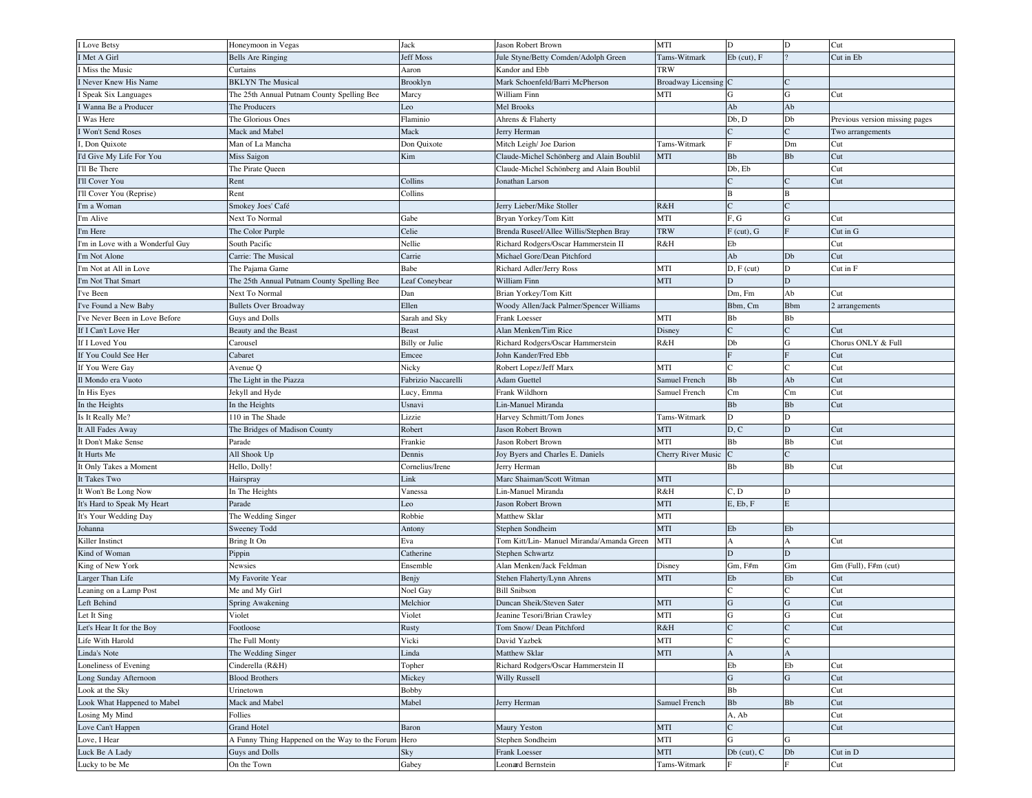| I Love Betsy | Honeymoon in Vegas | Jack | Jason Robert Brown | MTI | D | D | Cut |
|---|---|---|---|---|---|---|---|
| I Met A Girl | Bells Are Ringing | Jeff Moss | Jule Styne/Betty Comden/Adolph Green | Tams-Witmark | Eb (cut), F | ? | Cut in Eb |
| I Miss the Music | Curtains | Aaron | Kandor and Ebb | TRW | | | |
| I Never Knew His Name | BKLYN The Musical | Brooklyn | Mark Schoenfeld/Barri McPherson | Broadway Licensing | C | C | |
| I Speak Six Languages | The 25th Annual Putnam County Spelling Bee | Marcy | William Finn | MTI | G | G | Cut |
| I Wanna Be a Producer | The Producers | Leo | Mel Brooks | | Ab | Ab | |
| I Was Here | The Glorious Ones | Flaminio | Ahrens & Flaherty | | Db, D | Db | Previous version missing pages |
| I Won't Send Roses | Mack and Mabel | Mack | Jerry Herman | | C | C | Two arrangements |
| I, Don Quixote | Man of La Mancha | Don Quixote | Mitch Leigh/ Joe Darion | Tams-Witmark | F | Dm | Cut |
| I'd Give My Life For You | Miss Saigon | Kim | Claude-Michel Schönberg and Alain Boublil | MTI | Bb | Bb | Cut |
| I'll Be There | The Pirate Queen | | Claude-Michel Schönberg and Alain Boublil | | Db, Eb | | Cut |
| I'll Cover You | Rent | Collins | Jonathan Larson | | C | C | Cut |
| I'll Cover You (Reprise) | Rent | Collins | | | B | B | |
| I'm a Woman | Smokey Joes' Café | | Jerry Lieber/Mike Stoller | R&H | C | C | |
| I'm Alive | Next To Normal | Gabe | Bryan Yorkey/Tom Kitt | MTI | F, G | G | Cut |
| I'm Here | The Color Purple | Celie | Brenda Russel/Allee Willis/Stephen Bray | TRW | F (cut), G | F | Cut in G |
| I'm in Love with a Wonderful Guy | South Pacific | Nellie | Richard Rodgers/Oscar Hammerstein II | R&H | Eb | | Cut |
| I'm Not Alone | Carrie: The Musical | Carrie | Michael Gore/Dean Pitchford | | Ab | Db | Cut |
| I'm Not at All in Love | The Pajama Game | Babe | Richard Adler/Jerry Ross | MTI | D, F (cut) | D | Cut in F |
| I'm Not That Smart | The 25th Annual Putnam County Spelling Bee | Leaf Coneybear | William Finn | MTI | D | D | |
| I've Been | Next To Normal | Dan | Brian Yorkey/Tom Kitt | | Dm, Fm | Ab | Cut |
| I've Found a New Baby | Bullets Over Broadway | Ellen | Woody Allen/Jack Palmer/Spencer Williams | | Bbm, Cm | Bbm | 2 arrangements |
| I've Never Been in Love Before | Guys and Dolls | Sarah and Sky | Frank Loesser | MTI | Bb | Bb | |
| If I Can't Love Her | Beauty and the Beast | Beast | Alan Menken/Tim Rice | Disney | C | C | Cut |
| If I Loved You | Carousel | Billy or Julie | Richard Rodgers/Oscar Hammerstein | R&H | Db | G | Chorus ONLY & Full |
| If You Could See Her | Cabaret | Emcee | John Kander/Fred Ebb | | F | F | Cut |
| If You Were Gay | Avenue Q | Nicky | Robert Lopez/Jeff Marx | MTI | C | C | Cut |
| Il Mondo era Vuoto | The Light in the Piazza | Fabrizio Naccarelli | Adam Guettel | Samuel French | Bb | Ab | Cut |
| In His Eyes | Jekyll and Hyde | Lucy, Emma | Frank Wildhorn | Samuel French | Cm | Cm | Cut |
| In the Heights | In the Heights | Usnavi | Lin-Manuel Miranda | | Bb | Bb | Cut |
| Is It Really Me? | 110 in The Shade | Lizzie | Harvey Schmitt/Tom Jones | Tams-Witmark | D | D | |
| It All Fades Away | The Bridges of Madison County | Robert | Jason Robert Brown | MTI | D, C | D | Cut |
| It Don't Make Sense | Parade | Frankie | Jason Robert Brown | MTI | Bb | Bb | Cut |
| It Hurts Me | All Shook Up | Dennis | Joy Byers and Charles E. Daniels | Cherry River Music | C | C | |
| It Only Takes a Moment | Hello, Dolly! | Cornelius/Irene | Jerry Herman | | Bb | Bb | Cut |
| It Takes Two | Hairspray | Link | Marc Shaiman/Scott Witman | MTI | | | |
| It Won't Be Long Now | In The Heights | Vanessa | Lin-Manuel Miranda | R&H | C, D | D | |
| It's Hard to Speak My Heart | Parade | Leo | Jason Robert Brown | MTI | E, Eb, F | E | |
| It's Your Wedding Day | The Wedding Singer | Robbie | Matthew Sklar | MTI | | | |
| Johanna | Sweeney Todd | Antony | Stephen Sondheim | MTI | Eb | Eb | |
| Killer Instinct | Bring It On | Eva | Tom Kitt/Lin- Manuel Miranda/Amanda Green | MTI | A | A | Cut |
| Kind of Woman | Pippin | Catherine | Stephen Schwartz | | D | D | |
| King of New York | Newsies | Ensemble | Alan Menken/Jack Feldman | Disney | Gm, F#m | Gm | Gm (Full), F#m (cut) |
| Larger Than Life | My Favorite Year | Benjy | Stehen Flaherty/Lynn Ahrens | MTI | Eb | Eb | Cut |
| Leaning on a Lamp Post | Me and My Girl | Noel Gay | Bill Snibson | | C | C | Cut |
| Left Behind | Spring Awakening | Melchior | Duncan Sheik/Steven Sater | MTI | G | G | Cut |
| Let It Sing | Violet | Violet | Jeanine Tesori/Brian Crawley | MTI | G | G | Cut |
| Let's Hear It for the Boy | Footloose | Rusty | Tom Snow/ Dean Pitchford | R&H | C | C | Cut |
| Life With Harold | The Full Monty | Vicki | David Yazbek | MTI | C | C | |
| Linda's Note | The Wedding Singer | Linda | Matthew Sklar | MTI | A | A | |
| Loneliness of Evening | Cinderella (R&H) | Topher | Richard Rodgers/Oscar Hammerstein II | | Eb | Eb | Cut |
| Long Sunday Afternoon | Blood Brothers | Mickey | Willy Russell | | G | G | Cut |
| Look at the Sky | Urinetown | Bobby | | | Bb | | Cut |
| Look What Happened to Mabel | Mack and Mabel | Mabel | Jerry Herman | Samuel French | Bb | Bb | Cut |
| Losing My Mind | Follies | | | | A, Ab | | Cut |
| Love Can't Happen | Grand Hotel | Baron | Maury Yeston | MTI | C | | Cut |
| Love, I Hear | A Funny Thing Happened on the Way to the Forum | Hero | Stephen Sondheim | MTI | G | G | |
| Luck Be A Lady | Guys and Dolls | Sky | Frank Loesser | MTI | Db (cut), C | Db | Cut in D |
| Lucky to be Me | On the Town | Gabey | Leonard Bernstein | Tams-Witmark | F | F | Cut |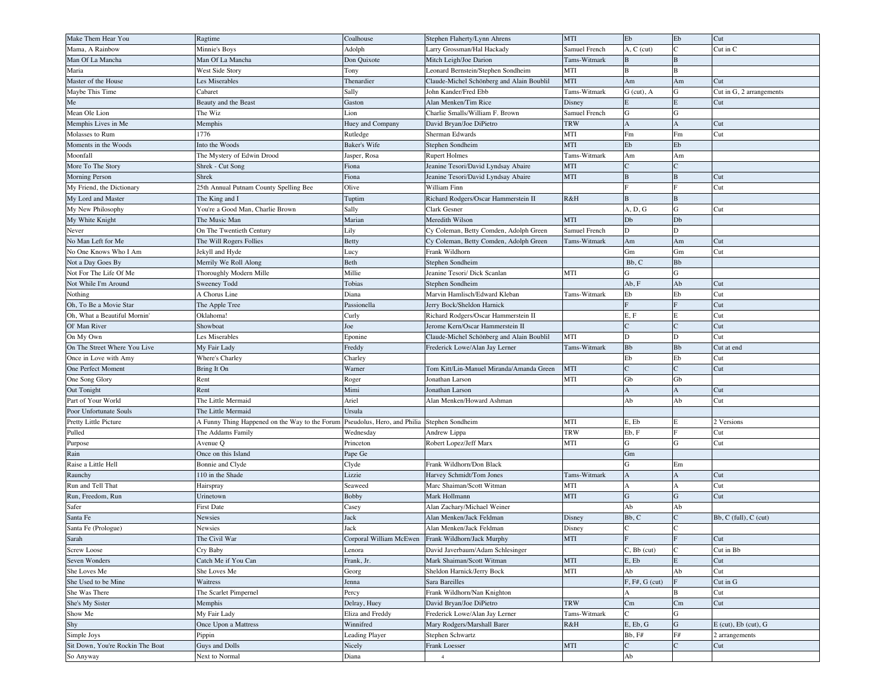| Make Them Hear You | Ragtime | Coalhouse | Stephen Flaherty/Lynn Ahrens | MTI | Eb | Eb | Cut |
|---|---|---|---|---|---|---|---|
| Mama, A Rainbow | Minnie's Boys | Adolph | Larry Grossman/Hal Hackady | Samuel French | A, C (cut) | C | Cut in C |
| Man Of La Mancha | Man Of La Mancha | Don Quixote | Mitch Leigh/Joe Darion | Tams-Witmark | B | B | |
| Maria | West Side Story | Tony | Leonard Bernstein/Stephen Sondheim | MTI | B | B | |
| Master of the House | Les Miserables | Thenardier | Claude-Michel Schönberg and Alain Boublil | MTI | Am | Am | Cut |
| Maybe This Time | Cabaret | Sally | John Kander/Fred Ebb | Tams-Witmark | G (cut), A | G | Cut in G, 2 arrangements |
| Me | Beauty and the Beast | Gaston | Alan Menken/Tim Rice | Disney | E | E | Cut |
| Mean Ole Lion | The Wiz | Lion | Charlie Smalls/William F. Brown | Samuel French | G | G | |
| Memphis Lives in Me | Memphis | Huey and Company | David Bryan/Joe DiPietro | TRW | A | A | Cut |
| Molasses to Rum | 1776 | Rutledge | Sherman Edwards | MTI | Fm | Fm | Cut |
| Moments in the Woods | Into the Woods | Baker's Wife | Stephen Sondheim | MTI | Eb | Eb | |
| Moonfall | The Mystery of Edwin Drood | Jasper, Rosa | Rupert Holmes | Tams-Witmark | Am | Am | |
| More To The Story | Shrek - Cut Song | Fiona | Jeanine Tesori/David Lyndsay Abaire | MTI | C | C | |
| Morning Person | Shrek | Fiona | Jeanine Tesori/David Lyndsay Abaire | MTI | B | B | Cut |
| My Friend, the Dictionary | 25th Annual Putnam County Spelling Bee | Olive | William Finn | | F | F | Cut |
| My Lord and Master | The King and I | Tuptim | Richard Rodgers/Oscar Hammerstein II | R&H | B | B | |
| My New Philosophy | You're a Good Man, Charlie Brown | Sally | Clark Gesner | | A, D, G | G | Cut |
| My White Knight | The Music Man | Marian | Meredith Wilson | MTI | Db | Db | |
| Never | On The Twentieth Century | Lily | Cy Coleman, Betty Comden, Adolph Green | Samuel French | D | D | |
| No Man Left for Me | The Will Rogers Follies | Betty | Cy Coleman, Betty Comden, Adolph Green | Tams-Witmark | Am | Am | Cut |
| No One Knows Who I Am | Jekyll and Hyde | Lucy | Frank Wildhorn | | Gm | Gm | Cut |
| Not a Day Goes By | Merrily We Roll Along | Beth | Stephen Sondheim | | Bb, C | Bb | |
| Not For The Life Of Me | Thoroughly Modern Mille | Millie | Jeanine Tesori/ Dick Scanlan | MTI | G | G | |
| Not While I'm Around | Sweeney Todd | Tobias | Stephen Sondheim | | Ab, F | Ab | Cut |
| Nothing | A Chorus Line | Diana | Marvin Hamlisch/Edward Kleban | Tams-Witmark | Eb | Eb | Cut |
| Oh, To Be a Movie Star | The Apple Tree | Passionella | Jerry Bock/Sheldon Harnick | | F | F | Cut |
| Oh, What a Beautiful Mornin' | Oklahoma! | Curly | Richard Rodgers/Oscar Hammerstein II | | E, F | E | Cut |
| Ol' Man River | Showboat | Joe | Jerome Kern/Oscar Hammerstein II | | C | C | Cut |
| On My Own | Les Miserables | Eponine | Claude-Michel Schönberg and Alain Boublil | MTI | D | D | Cut |
| On The Street Where You Live | My Fair Lady | Freddy | Frederick Lowe/Alan Jay Lerner | Tams-Witmark | Bb | Bb | Cut at end |
| Once in Love with Amy | Where's Charley | Charley | | | Eb | Eb | Cut |
| One Perfect Moment | Bring It On | Warner | Tom Kitt/Lin-Manuel Miranda/Amanda Green | MTI | C | C | Cut |
| One Song Glory | Rent | Roger | Jonathan Larson | MTI | Gb | Gb | |
| Out Tonight | Rent | Mimi | Jonathan Larson | | A | A | Cut |
| Part of Your World | The Little Mermaid | Ariel | Alan Menken/Howard Ashman | | Ab | Ab | Cut |
| Poor Unfortunate Souls | The Little Mermaid | Ursula | | | | | |
| Pretty Little Picture | A Funny Thing Happened on the Way to the Forum | Pseudolus, Hero, and Philia | Stephen Sondheim | MTI | E, Eb | E | 2 Versions |
| Pulled | The Addams Family | Wednesday | Andrew Lippa | TRW | Eb, F | F | Cut |
| Purpose | Avenue Q | Princeton | Robert Lopez/Jeff Marx | MTI | G | G | Cut |
| Rain | Once on this Island | Pape Ge | | | Gm | | |
| Raise a Little Hell | Bonnie and Clyde | Clyde | Frank Wildhorn/Don Black | | G | Em | |
| Raunchy | 110 in the Shade | Lizzie | Harvey Schmidt/Tom Jones | Tams-Witmark | A | A | Cut |
| Run and Tell That | Hairspray | Seaweed | Marc Shaiman/Scott Witman | MTI | A | A | Cut |
| Run, Freedom, Run | Urinetown | Bobby | Mark Hollmann | MTI | G | G | Cut |
| Safer | First Date | Casey | Alan Zachary/Michael Weiner | | Ab | Ab | |
| Santa Fe | Newsies | Jack | Alan Menken/Jack Feldman | Disney | Bb, C | C | Bb, C (full), C (cut) |
| Santa Fe (Prologue) | Newsies | Jack | Alan Menken/Jack Feldman | Disney | C | C | |
| Sarah | The Civil War | Corporal William McEwen | Frank Wildhorn/Jack Murphy | MTI | F | F | Cut |
| Screw Loose | Cry Baby | Lenora | David Javerbaum/Adam Schlesinger | | C, Bb (cut) | C | Cut in Bb |
| Seven Wonders | Catch Me if You Can | Frank, Jr. | Mark Shaiman/Scott Witman | MTI | E, Eb | E | Cut |
| She Loves Me | She Loves Me | Georg | Sheldon Harnick/Jerry Bock | MTI | Ab | Ab | Cut |
| She Used to be Mine | Waitress | Jenna | Sara Bareilles | | F, F#, G (cut) | F | Cut in G |
| She Was There | The Scarlet Pimpernel | Percy | Frank Wildhorn/Nan Knighton | | A | B | Cut |
| She's My Sister | Memphis | Delray, Huey | David Bryan/Joe DiPietro | TRW | Cm | Cm | Cut |
| Show Me | My Fair Lady | Eliza and Freddy | Frederick Lowe/Alan Jay Lerner | Tams-Witmark | C | G | |
| Shy | Once Upon a Mattress | Winnifred | Mary Rodgers/Marshall Barer | R&H | E, Eb, G | G | E (cut), Eb (cut), G |
| Simple Joys | Pippin | Leading Player | Stephen Schwartz | | Bb, F# | F# | 2 arrangements |
| Sit Down, You're Rockin The Boat | Guys and Dolls | Nicely | Frank Loesser | MTI | C | C | Cut |
| So Anyway | Next to Normal | Diana | | | Ab | | |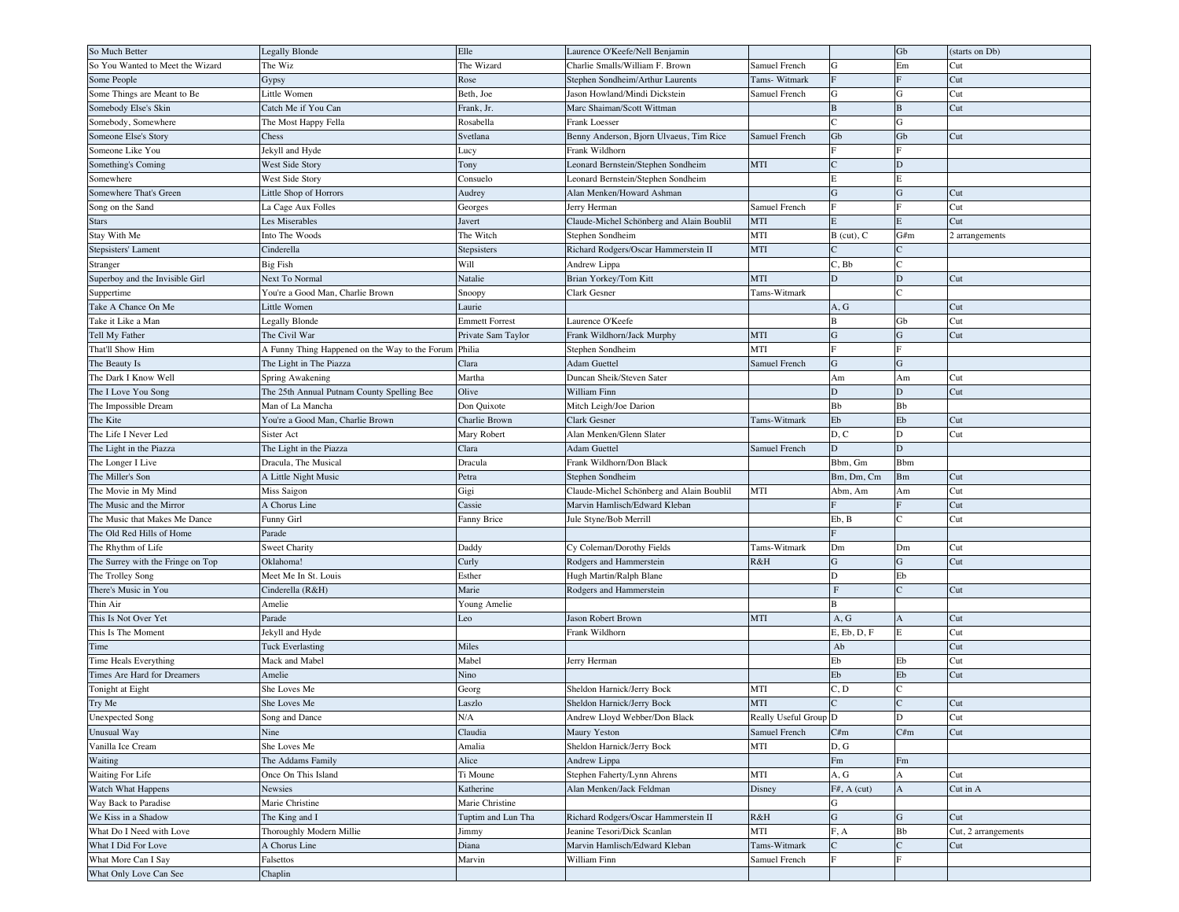| So Much Better | Legally Blonde | Elle | Laurence O'Keefe/Nell Benjamin | | | Gb | (starts on Db) |
|---|---|---|---|---|---|---|---|
| So You Wanted to Meet the Wizard | The Wiz | The Wizard | Charlie Smalls/William F. Brown | Samuel French | G | Em | Cut |
| Some People | Gypsy | Rose | Stephen Sondheim/Arthur Laurents | Tams- Witmark | F | F | Cut |
| Some Things are Meant to Be | Little Women | Beth, Joe | Jason Howland/Mindi Dickstein | Samuel French | G | G | Cut |
| Somebody Else's Skin | Catch Me if You Can | Frank, Jr. | Marc Shaiman/Scott Wittman | | B | B | Cut |
| Somebody, Somewhere | The Most Happy Fella | Rosabella | Frank Loesser | | C | G | |
| Someone Else's Story | Chess | Svetlana | Benny Anderson, Bjorn Ulvaeus, Tim Rice | Samuel French | Gb | Gb | Cut |
| Someone Like You | Jekyll and Hyde | Lucy | Frank Wildhorn | | F | F | |
| Something's Coming | West Side Story | Tony | Leonard Bernstein/Stephen Sondheim | MTI | C | D | |
| Somewhere | West Side Story | Consuelo | Leonard Bernstein/Stephen Sondheim | | E | E | |
| Somewhere That's Green | Little Shop of Horrors | Audrey | Alan Menken/Howard Ashman | | G | G | Cut |
| Song on the Sand | La Cage Aux Folles | Georges | Jerry Herman | Samuel French | F | F | Cut |
| Stars | Les Miserables | Javert | Claude-Michel Schönberg and Alain Boublil | MTI | E | E | Cut |
| Stay With Me | Into The Woods | The Witch | Stephen Sondheim | MTI | B (cut), C | G#m | 2 arrangements |
| Stepsisters' Lament | Cinderella | Stepsisters | Richard Rodgers/Oscar Hammerstein II | MTI | C | C | |
| Stranger | Big Fish | Will | Andrew Lippa | | C, Bb | C | |
| Superboy and the Invisible Girl | Next To Normal | Natalie | Brian Yorkey/Tom Kitt | MTI | D | D | Cut |
| Suppertime | You're a Good Man, Charlie Brown | Snoopy | Clark Gesner | Tams-Witmark | | C | |
| Take A Chance On Me | Little Women | Laurie | | | A, G | | Cut |
| Take it Like a Man | Legally Blonde | Emmett Forrest | Laurence O'Keefe | | B | Gb | Cut |
| Tell My Father | The Civil War | Private Sam Taylor | Frank Wildhorn/Jack Murphy | MTI | G | G | Cut |
| That'll Show Him | A Funny Thing Happened on the Way to the Forum | Philia | Stephen Sondheim | MTI | F | F | |
| The Beauty Is | The Light in The Piazza | Clara | Adam Guettel | Samuel French | G | G | |
| The Dark I Know Well | Spring Awakening | Martha | Duncan Sheik/Steven Sater | | Am | Am | Cut |
| The I Love You Song | The 25th Annual Putnam County Spelling Bee | Olive | William Finn | | D | D | Cut |
| The Impossible Dream | Man of La Mancha | Don Quixote | Mitch Leigh/Joe Darion | | Bb | Bb | |
| The Kite | You're a Good Man, Charlie Brown | Charlie Brown | Clark Gesner | Tams-Witmark | Eb | Eb | Cut |
| The Life I Never Led | Sister Act | Mary Robert | Alan Menken/Glenn Slater | | D, C | D | Cut |
| The Light in the Piazza | The Light in the Piazza | Clara | Adam Guettel | Samuel French | D | D | |
| The Longer I Live | Dracula, The Musical | Dracula | Frank Wildhorn/Don Black | | Bbm, Gm | Bbm | |
| The Miller's Son | A Little Night Music | Petra | Stephen Sondheim | | Bm, Dm, Cm | Bm | Cut |
| The Movie in My Mind | Miss Saigon | Gigi | Claude-Michel Schönberg and Alain Boublil | MTI | Abm, Am | Am | Cut |
| The Music and the Mirror | A Chorus Line | Cassie | Marvin Hamlisch/Edward Kleban | | F | F | Cut |
| The Music that Makes Me Dance | Funny Girl | Fanny Brice | Jule Styne/Bob Merrill | | Eb, B | C | Cut |
| The Old Red Hills of Home | Parade | | | | F | | |
| The Rhythm of Life | Sweet Charity | Daddy | Cy Coleman/Dorothy Fields | Tams-Witmark | Dm | Dm | Cut |
| The Surrey with the Fringe on Top | Oklahoma! | Curly | Rodgers and Hammerstein | R&H | G | G | Cut |
| The Trolley Song | Meet Me In St. Louis | Esther | Hugh Martin/Ralph Blane | | D | Eb | |
| There's Music in You | Cinderella (R&H) | Marie | Rodgers and Hammerstein | | F | C | Cut |
| Thin Air | Amelie | Young Amelie | | | B | | |
| This Is Not Over Yet | Parade | Leo | Jason Robert Brown | MTI | A, G | A | Cut |
| This Is The Moment | Jekyll and Hyde | | Frank Wildhorn | | E, Eb, D, F | E | Cut |
| Time | Tuck Everlasting | Miles | | | Ab | | Cut |
| Time Heals Everything | Mack and Mabel | Mabel | Jerry Herman | | Eb | Eb | Cut |
| Times Are Hard for Dreamers | Amelie | Nino | | | Eb | Eb | Cut |
| Tonight at Eight | She Loves Me | Georg | Sheldon Harnick/Jerry Bock | MTI | C, D | C | |
| Try Me | She Loves Me | Laszlo | Sheldon Harnick/Jerry Bock | MTI | C | C | Cut |
| Unexpected Song | Song and Dance | N/A | Andrew Lloyd Webber/Don Black | Really Useful Group | D | D | Cut |
| Unusual Way | Nine | Claudia | Maury Yeston | Samuel French | C#m | C#m | Cut |
| Vanilla Ice Cream | She Loves Me | Amalia | Sheldon Harnick/Jerry Bock | MTI | D, G | | |
| Waiting | The Addams Family | Alice | Andrew Lippa | | Fm | Fm | |
| Waiting For Life | Once On This Island | Ti Moune | Stephen Faherty/Lynn Ahrens | MTI | A, G | A | Cut |
| Watch What Happens | Newsies | Katherine | Alan Menken/Jack Feldman | Disney | F#, A (cut) | A | Cut in A |
| Way Back to Paradise | Marie Christine | Marie Christine | | | G | | |
| We Kiss in a Shadow | The King and I | Tuptim and Lun Tha | Richard Rodgers/Oscar Hammerstein II | R&H | G | G | Cut |
| What Do I Need with Love | Thoroughly Modern Millie | Jimmy | Jeanine Tesori/Dick Scanlan | MTI | F, A | Bb | Cut, 2 arrangements |
| What I Did For Love | A Chorus Line | Diana | Marvin Hamlisch/Edward Kleban | Tams-Witmark | C | C | Cut |
| What More Can I Say | Falsettos | Marvin | William Finn | Samuel French | F | F | |
| What Only Love Can See | Chaplin | | | | | | |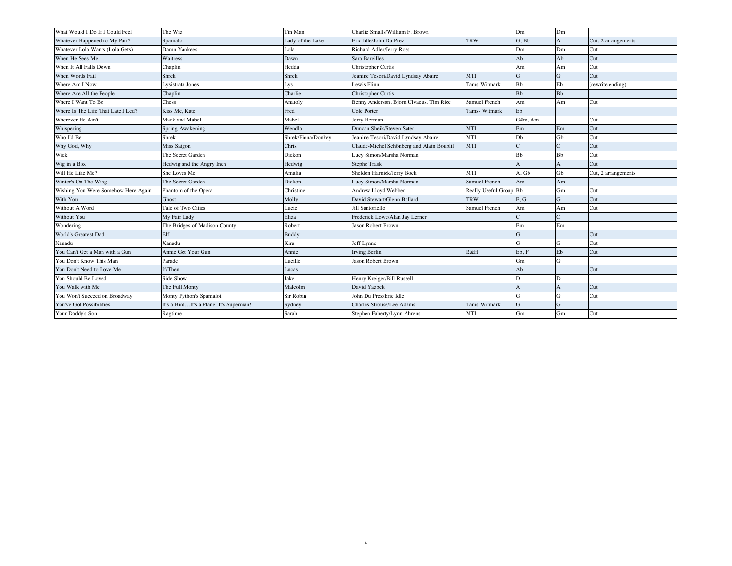| | | | | | | | |
|---|---|---|---|---|---|---|---|
| What Would I Do If I Could Feel | The Wiz | Tin Man | Charlie Smalls/William F. Brown | | Dm | Dm | |
| Whatever Happened to My Part? | Spamalot | Lady of the Lake | Eric Idle/John Du Prez | TRW | G, Bb | A | Cut, 2 arrangements |
| Whatever Lola Wants (Lola Gets) | Damn Yankees | Lola | Richard Adler/Jerry Ross | | Dm | Dm | Cut |
| When He Sees Me | Waitress | Dawn | Sara Bareilles | | Ab | Ab | Cut |
| When It All Falls Down | Chaplin | Hedda | Christopher Curtis | | Am | Am | Cut |
| When Words Fail | Shrek | Shrek | Jeanine Tesori/David Lyndsay Abaire | MTI | G | G | Cut |
| Where Am I Now | Lysistrata Jones | Lys | Lewis Flinn | Tams-Witmark | Bb | Eb | (rewrite ending) |
| Where Are All the People | Chaplin | Charlie | Christopher Curtis | | Bb | Bb | |
| Where I Want To Be | Chess | Anatoly | Benny Anderson, Bjorn Ulvaeus, Tim Rice | Samuel French | Am | Am | Cut |
| Where Is The Life That Late I Led? | Kiss Me, Kate | Fred | Cole Porter | Tams- Witmark | Eb | | |
| Wherever He Ain't | Mack and Mabel | Mabel | Jerry Herman | | G#m, Am | | Cut |
| Whispering | Spring Awakening | Wendla | Duncan Sheik/Steven Sater | MTI | Em | Em | Cut |
| Who I'd Be | Shrek | Shrek/Fiona/Donkey | Jeanine Tesori/David Lyndsay Abaire | MTI | Db | Gb | Cut |
| Why God, Why | Miss Saigon | Chris | Claude-Michel Schönberg and Alain Boublil | MTI | C | C | Cut |
| Wick | The Secret Garden | Dickon | Lucy Simon/Marsha Norman | | Bb | Bb | Cut |
| Wig in a Box | Hedwig and the Angry Inch | Hedwig | Stephe Trask | | A | A | Cut |
| Will He Like Me? | She Loves Me | Amalia | Sheldon Harnick/Jerry Bock | MTI | A, Gb | Gb | Cut, 2 arrangements |
| Winter's On The Wing | The Secret Garden | Dickon | Lucy Simon/Marsha Norman | Samuel French | Am | Am | |
| Wishing You Were Somehow Here Again | Phantom of the Opera | Christine | Andrew Lloyd Webber | Really Useful Group | Bb | Gm | Cut |
| With You | Ghost | Molly | David Stewart/Glenn Ballard | TRW | F, G | G | Cut |
| Without A Word | Tale of Two Cities | Lucie | Jill Santoriello | Samuel French | Am | Am | Cut |
| Without You | My Fair Lady | Eliza | Frederick Lowe/Alan Jay Lerner | | C | C | |
| Wondering | The Bridges of Madison County | Robert | Jason Robert Brown | | Em | Em | |
| World's Greatest Dad | Elf | Buddy | | | G | | Cut |
| Xanadu | Xanadu | Kira | Jeff Lynne | | G | G | Cut |
| You Can't Get a Man with a Gun | Annie Get Your Gun | Annie | Irving Berlin | R&H | Eb, F | Eb | Cut |
| You Don't Know This Man | Parade | Lucille | Jason Robert Brown | | Gm | G | |
| You Don't Need to Love Me | If/Then | Lucas | | | Ab | | Cut |
| You Should Be Loved | Side Show | Jake | Henry Kreiger/Bill Russell | | D | D | |
| You Walk with Me | The Full Monty | Malcolm | David Yazbek | | A | A | Cut |
| You Won't Succeed on Broadway | Monty Python's Spamalot | Sir Robin | John Du Prez/Eric Idle | | G | G | Cut |
| You've Got Possibilities | It's a Bird…It's a Plane..It's Superman! | Sydney | Charles Strouse/Lee Adams | Tams-Witmark | G | G | |
| Your Daddy's Son | Ragtime | Sarah | Stephen Faherty/Lynn Ahrens | MTI | Gm | Gm | Cut |